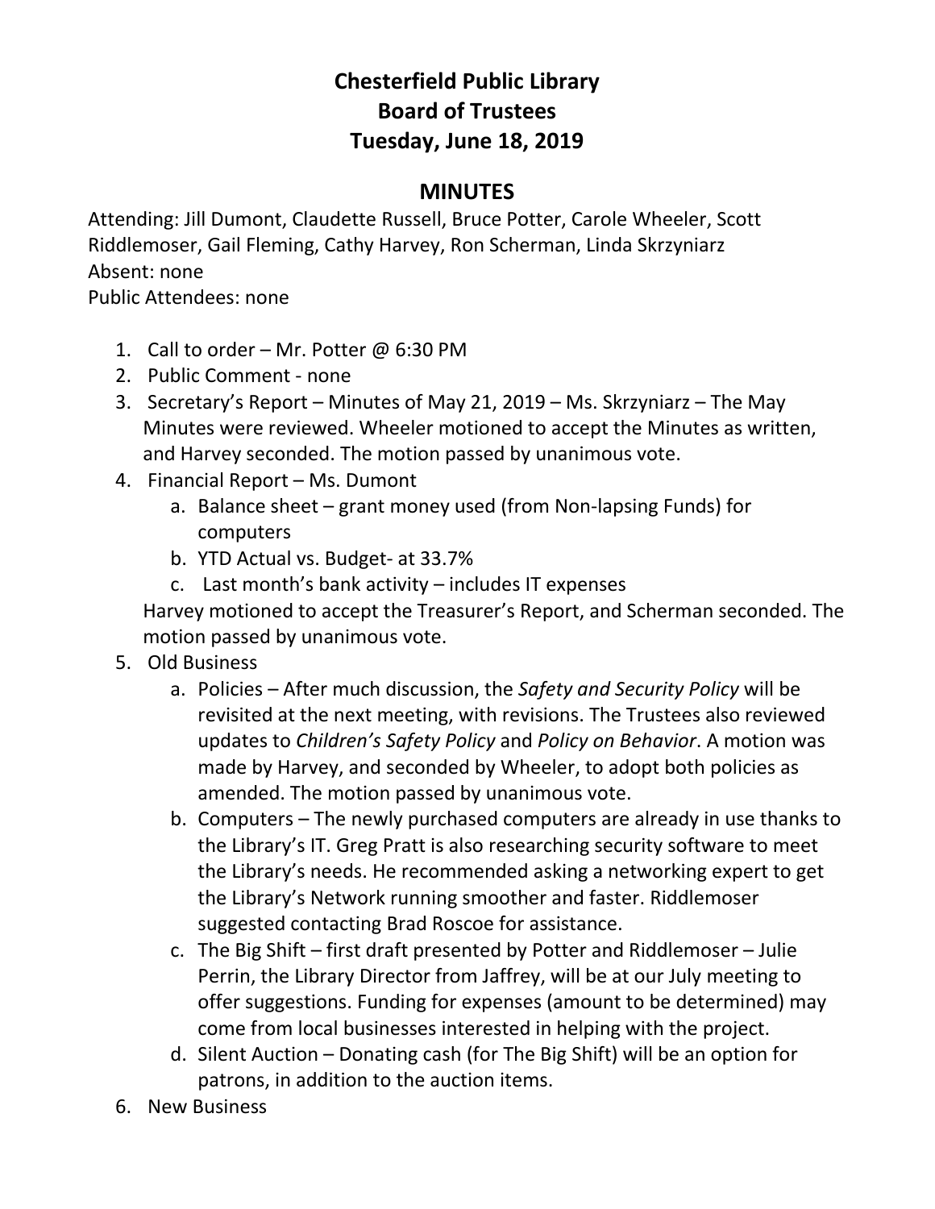# Chesterfield Public Library
## Board of Trustees
## Tuesday, June 18, 2019

## MINUTES

Attending: Jill Dumont, Claudette Russell, Bruce Potter, Carole Wheeler, Scott Riddlemoser, Gail Fleming, Cathy Harvey, Ron Scherman, Linda Skrzyniarz
Absent: none
Public Attendees: none

1. Call to order – Mr. Potter @ 6:30 PM
2. Public Comment - none
3. Secretary's Report – Minutes of May 21, 2019 – Ms. Skrzyniarz – The May Minutes were reviewed. Wheeler motioned to accept the Minutes as written, and Harvey seconded. The motion passed by unanimous vote.
4. Financial Report – Ms. Dumont
   a. Balance sheet – grant money used (from Non-lapsing Funds) for computers
   b. YTD Actual vs. Budget- at 33.7%
   c. Last month's bank activity – includes IT expenses

   Harvey motioned to accept the Treasurer's Report, and Scherman seconded. The motion passed by unanimous vote.
5. Old Business
   a. Policies – After much discussion, the *Safety and Security Policy* will be revisited at the next meeting, with revisions. The Trustees also reviewed updates to *Children's Safety Policy* and *Policy on Behavior*. A motion was made by Harvey, and seconded by Wheeler, to adopt both policies as amended. The motion passed by unanimous vote.
   b. Computers – The newly purchased computers are already in use thanks to the Library's IT. Greg Pratt is also researching security software to meet the Library's needs. He recommended asking a networking expert to get the Library's Network running smoother and faster. Riddlemoser suggested contacting Brad Roscoe for assistance.
   c. The Big Shift – first draft presented by Potter and Riddlemoser – Julie Perrin, the Library Director from Jaffrey, will be at our July meeting to offer suggestions. Funding for expenses (amount to be determined) may come from local businesses interested in helping with the project.
   d. Silent Auction – Donating cash (for The Big Shift) will be an option for patrons, in addition to the auction items.
6. New Business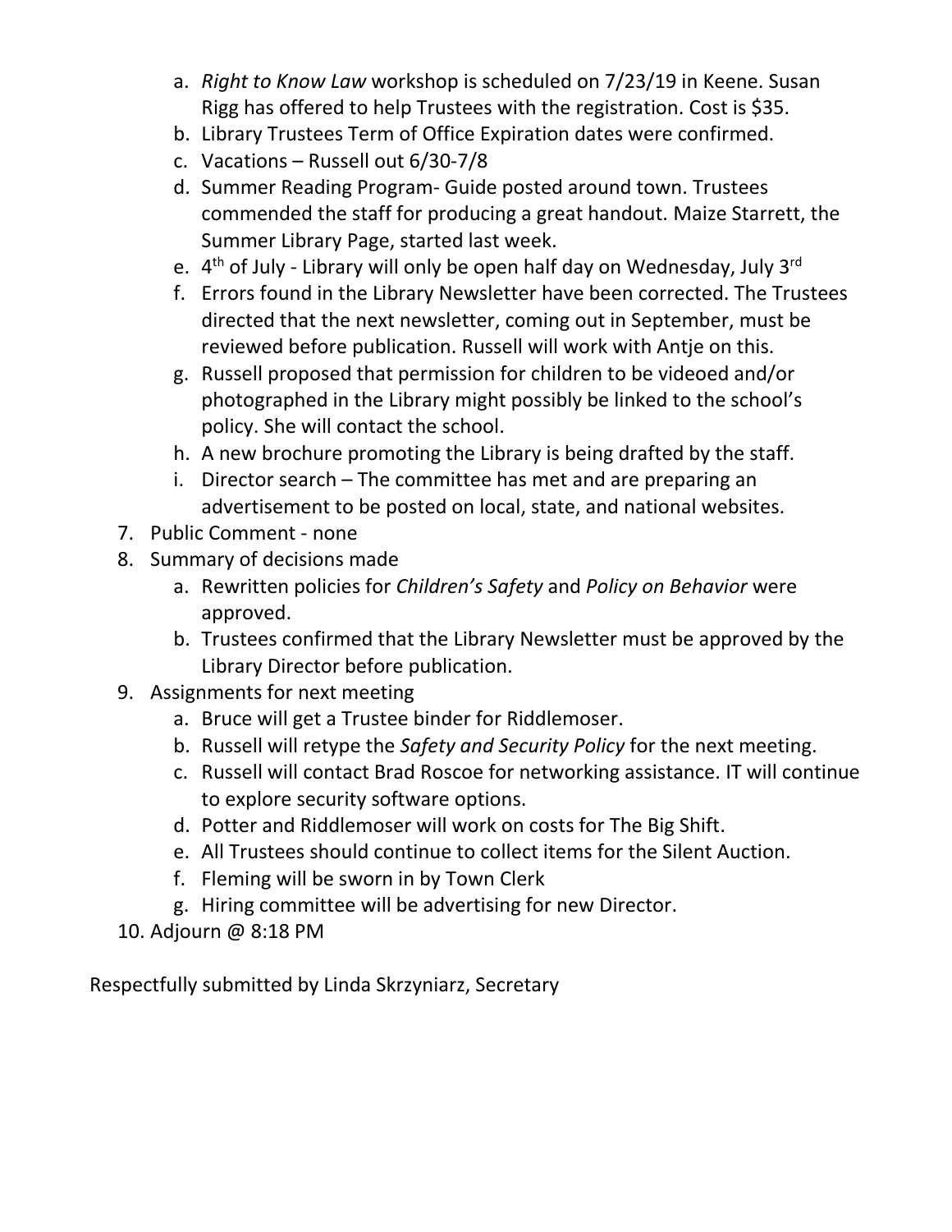a. *Right to Know Law* workshop is scheduled on 7/23/19 in Keene. Susan Rigg has offered to help Trustees with the registration. Cost is $35.
b. Library Trustees Term of Office Expiration dates were confirmed.
c. Vacations – Russell out 6/30-7/8
d. Summer Reading Program- Guide posted around town. Trustees commended the staff for producing a great handout. Maize Starrett, the Summer Library Page, started last week.
e. 4th of July - Library will only be open half day on Wednesday, July 3rd
f. Errors found in the Library Newsletter have been corrected. The Trustees directed that the next newsletter, coming out in September, must be reviewed before publication. Russell will work with Antje on this.
g. Russell proposed that permission for children to be videoed and/or photographed in the Library might possibly be linked to the school's policy. She will contact the school.
h. A new brochure promoting the Library is being drafted by the staff.
i. Director search – The committee has met and are preparing an advertisement to be posted on local, state, and national websites.

7. Public Comment - none
8. Summary of decisions made
   a. Rewritten policies for *Children's Safety* and *Policy on Behavior* were approved.
   b. Trustees confirmed that the Library Newsletter must be approved by the Library Director before publication.
9. Assignments for next meeting
   a. Bruce will get a Trustee binder for Riddlemoser.
   b. Russell will retype the *Safety and Security Policy* for the next meeting.
   c. Russell will contact Brad Roscoe for networking assistance. IT will continue to explore security software options.
   d. Potter and Riddlemoser will work on costs for The Big Shift.
   e. All Trustees should continue to collect items for the Silent Auction.
   f. Fleming will be sworn in by Town Clerk
   g. Hiring committee will be advertising for new Director.
10. Adjourn @ 8:18 PM

Respectfully submitted by Linda Skrzyniarz, Secretary